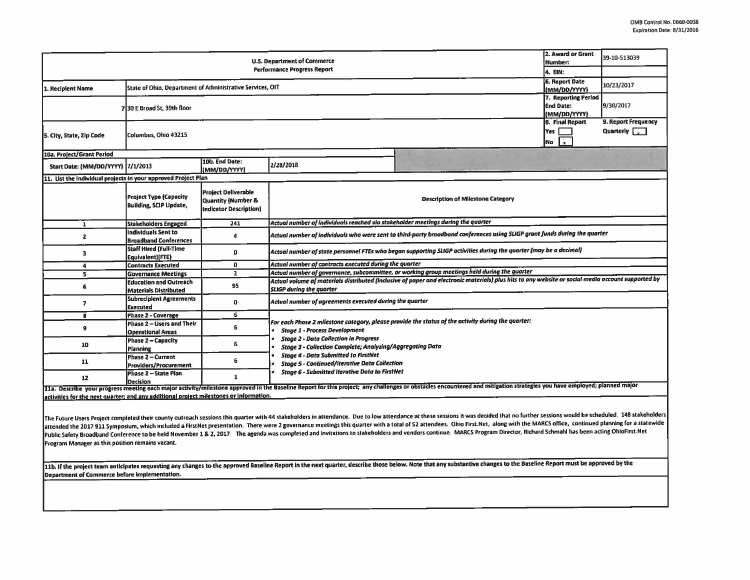OMB Control No. 0660-0038
Expiration Date: 8/31/2016

| U.S. Department of Commerce<br>Performance Progress Report | | | | 2. Award or Grant Number: | 39-10-513039 |
|---|---|---|---|---|---|
| | | | | 4. EIN: | |
| 1. Recipient Name | State of Ohio, Department of Administrative Services, OIT | | | 6. Report Date (MM/DD/YYYY) | 10/23/2017 |
| | 30 E Broad St, 39th floor | | | 7. Reporting Period End Date: (MM/DD/YYYY) | 9/30/2017 |
| 5. City, State, Zip Code | Columbus, Ohio 43215 | | | 8. Final Report<br>Yes [ ]<br>No [x] | 9. Report Frequency<br>Quarterly [x] |
| 10a. Project/Grant Period | | | | | |
| Start Date: (MM/DD/YYYY) | 7/1/2013 | 10b. End Date: (MM/DD/YYYY) | 2/28/2018 | | |

**11. List the individual projects in your approved Project Plan**

| | Project Type (Capacity Building, SCIP Update, | Project Deliverable Quantity (Number & Indicator Description) | Description of Milestone Category |
|---|---|---|---|
| 1 | Stakeholders Engaged | 241 | *Actual number of individuals reached via stakeholder meetings during the quarter* |
| 2 | Individuals Sent to Broadband Conferences | 4 | *Actual number of individuals who were sent to third-party broadband conferences using SLIGP grant funds during the quarter* |
| 3 | Staff Hired (Full-Time Equivalent)(FTE) | 0 | *Actual number of state personnel FTEs who began supporting SLIGP activities during the quarter (may be a decimal)* |
| 4 | Contracts Executed | 0 | *Actual number of contracts executed during the quarter* |
| 5 | Governance Meetings | 2 | *Actual number of governance, subcommittee, or working group meetings held during the quarter* |
| 6 | Education and Outreach Materials Distributed | 95 | *Actual volume of materials distributed (inclusive of paper and electronic materials) plus hits to any website or social media account supported by SLIGP during the quarter* |
| 7 | Subrecipient Agreements Executed | 0 | *Actual number of agreements executed during the quarter* |
| 8 | Phase 2 - Coverage | 6 | *For each Phase 2 milestone category, please provide the status of the activity during the quarter:*<br>• *Stage 1 - Process Development*<br>• *Stage 2 - Data Collection in Progress*<br>• *Stage 3 - Collection Complete; Analyzing/Aggregating Data*<br>• *Stage 4 - Data Submitted to FirstNet*<br>• *Stage 5 - Continued/Iterative Data Collection*<br>• *Stage 6 - Submitted Iterative Data to FirstNet* |
| 9 | Phase 2 – Users and Their Operational Areas | 6 | |
| 10 | Phase 2 – Capacity Planning | 6 | |
| 11 | Phase 2 – Current Providers/Procurement | 6 | |
| 12 | Phase 2 – State Plan Decision | 1 | |

**11a. Describe your progress meeting each major activity/milestone approved in the Baseline Report for this project; any challenges or obstacles encountered and mitigation strategies you have employed; planned major activities for the next quarter; and any additional project milestones or information.**

The Future Users Project completed their county outreach sessions this quarter with 44 stakeholders in attendance. Due to low attendance at these sessions it was decided that no further sessions would be scheduled. 148 stakeholders attended the 2017 911 Symposium, which included a FirstNet presentation. There were 2 governance meetings this quarter with a total of 52 attendees. Ohio First.Net, along with the MARCS office, continued planning for a statewide Public Safety Broadband Conference to be held November 1 & 2, 2017. The agenda was completed and invitations to stakeholders and vendors continue. MARCS Program Director, Richard Schmahl has been acting OhioFirst.Net Program Manager as this position remains vacant.

**11b. If the project team anticipates requesting any changes to the approved Baseline Report in the next quarter, describe those below. Note that any substantive changes to the Baseline Report must be approved by the Department of Commerce before implementation.**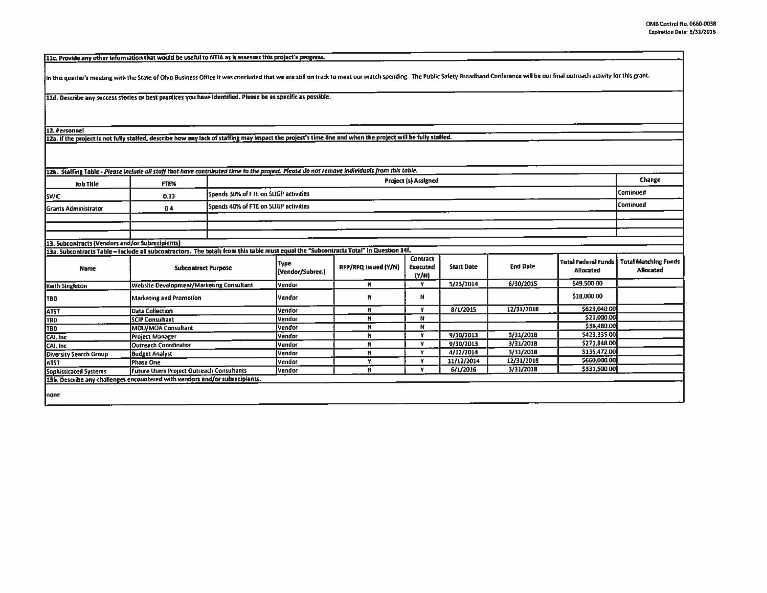**11c. Provide any other information that would be useful to NTIA as it assesses this project's progress.**

In this quarter's meeting with the State of Ohio Business Office it was concluded that we are still on track to meet our match spending. The Public Safety Broadband Conference will be our final outreach activity for this grant.

**11d. Describe any success stories or best practices you have identified. Please be as specific as possible.**

**12. Personnel**

**12a. If the project is not fully staffed, describe how any lack of staffing may impact the project's time line and when the project will be fully staffed.**

**12b. Staffing Table** - *Please include all staff that have contributed time to the project. Please do not remove individuals from this table.*

| Job Title | FTE% | Project (s) Assigned | Change |
|---|---|---|---|
| SWIC | 0.33 | Spends 30% of FTE on SLIGP activities | Continued |
| Grants Administrator | 0.4 | Spends 40% of FTE on SLIGP activities | Continued |
| | | | |
| | | | |

**13. Subcontracts (Vendors and/or Subrecipients)**

**13a. Subcontracts Table – Include all subcontractors. The totals from this table must equal the "Subcontracts Total" in Question 14f.**

| Name | Subcontract Purpose | Type (Vendor/Subrec.) | RFP/RFQ Issued (Y/N) | Contract Executed (Y/N) | Start Date | End Date | Total Federal Funds Allocated | Total Matching Funds Allocated |
|---|---|---|---|---|---|---|---|---|
| Keith Singleton | Website Development/Marketing Consultant | Vendor | N | Y | 5/23/2014 | 6/30/2015 | $49,500.00 | |
| TBD | Marketing and Promotion | Vendor | N | N | | | $18,000.00 | |
| ATST | Data Collection | Vendor | N | Y | 8/1/2015 | 12/31/2018 | $623,040.00 | |
| TBD | SCIP Consultant | Vendor | N | N | | | $21,000.00 | |
| TBD | MOU/MOA Consultant | Vendor | N | N | | | $36,480.00 | |
| CAI, Inc | Project Manager | Vendor | N | Y | 9/30/2013 | 3/31/2018 | $423,335.00 | |
| CAI, Inc | Outreach Coordinator | Vendor | N | Y | 9/30/2013 | 3/31/2018 | $271,848.00 | |
| Diversity Search Group | Budget Analyst | Vendor | N | Y | 4/12/2014 | 3/31/2018 | $135,472.00 | |
| ATST | Phase One | Vendor | Y | Y | 11/12/2014 | 12/31/2018 | $660,000.00 | |
| Sophisticated Systems | Future Users Project Outreach Consultants | Vendor | N | Y | 6/1/2016 | 3/31/2018 | $331,500.00 | |

**13b. Describe any challenges encountered with vendors and/or subrecipients.**

none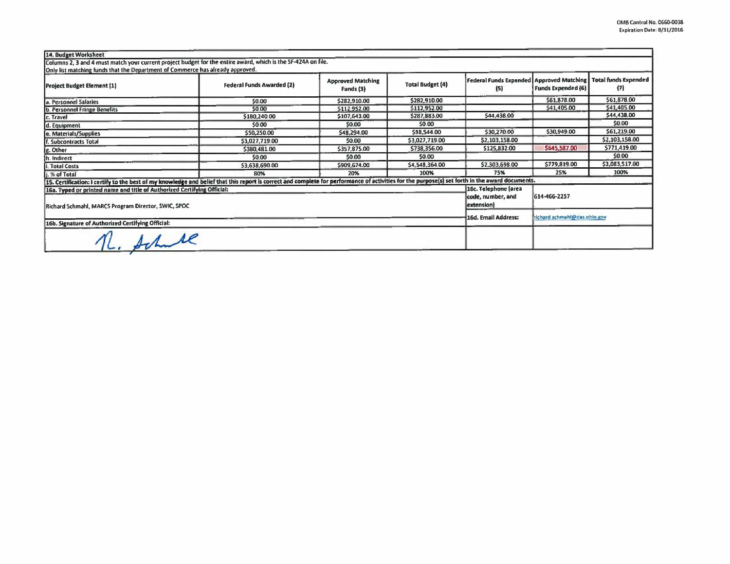OMB Control No. 0660-0038
Expiration Date: 8/31/2016

**14. Budget Worksheet**

Columns 2, 3 and 4 must match your current project budget for the entire award, which is the SF-424A on file.
Only list matching funds that the Department of Commerce has already approved.

| Project Budget Element (1) | Federal Funds Awarded (2) | Approved Matching Funds (3) | Total Budget (4) | Federal Funds Expended (5) | Approved Matching Funds Expended (6) | Total funds Expended (7) |
|---|---|---|---|---|---|---|
| a. Personnel Salaries | $0.00 | $282,910.00 | $282,910.00 | | $61,878.00 | $61,878.00 |
| b. Personnel Fringe Benefits | $0.00 | $112,952.00 | $112,952.00 | | $41,405.00 | $41,405.00 |
| c. Travel | $180,240.00 | $107,643.00 | $287,883.00 | $44,438.00 | | $44,438.00 |
| d. Equipment | $0.00 | $0.00 | $0.00 | | | $0.00 |
| e. Materials/Supplies | $50,250.00 | $48,294.00 | $98,544.00 | $30,270.00 | $30,949.00 | $61,219.00 |
| f. Subcontracts Total | $3,027,719.00 | $0.00 | $3,027,719.00 | $2,103,158.00 | | $2,103,158.00 |
| g. Other | $380,481.00 | $357,875.00 | $738,356.00 | $125,832.00 | $645,587.00 | $771,419.00 |
| h. Indirect | $0.00 | $0.00 | $0.00 | | | $0.00 |
| i. Total Costs | $3,638,690.00 | $909,674.00 | $4,548,364.00 | $2,303,698.00 | $779,819.00 | $3,083,517.00 |
| j. % of Total | 80% | 20% | 100% | 75% | 25% | 100% |

**15. Certification: I certify to the best of my knowledge and belief that this report is correct and complete for performance of activities for the purpose(s) set forth in the award documents.**

| | | |
|---|---|---|
| **16a. Typed or printed name and title of Authorized Certifying Official:** Richard Schmahl, MARCS Program Director, SWIC, SPOC | **16c. Telephone (area code, number, and extension)** | 614-466-2257 |
| | **16d. Email Address:** | richard.schmahl@das.ohio.gov |
| **16b. Signature of Authorized Certifying Official:** R. Schmahl | | |